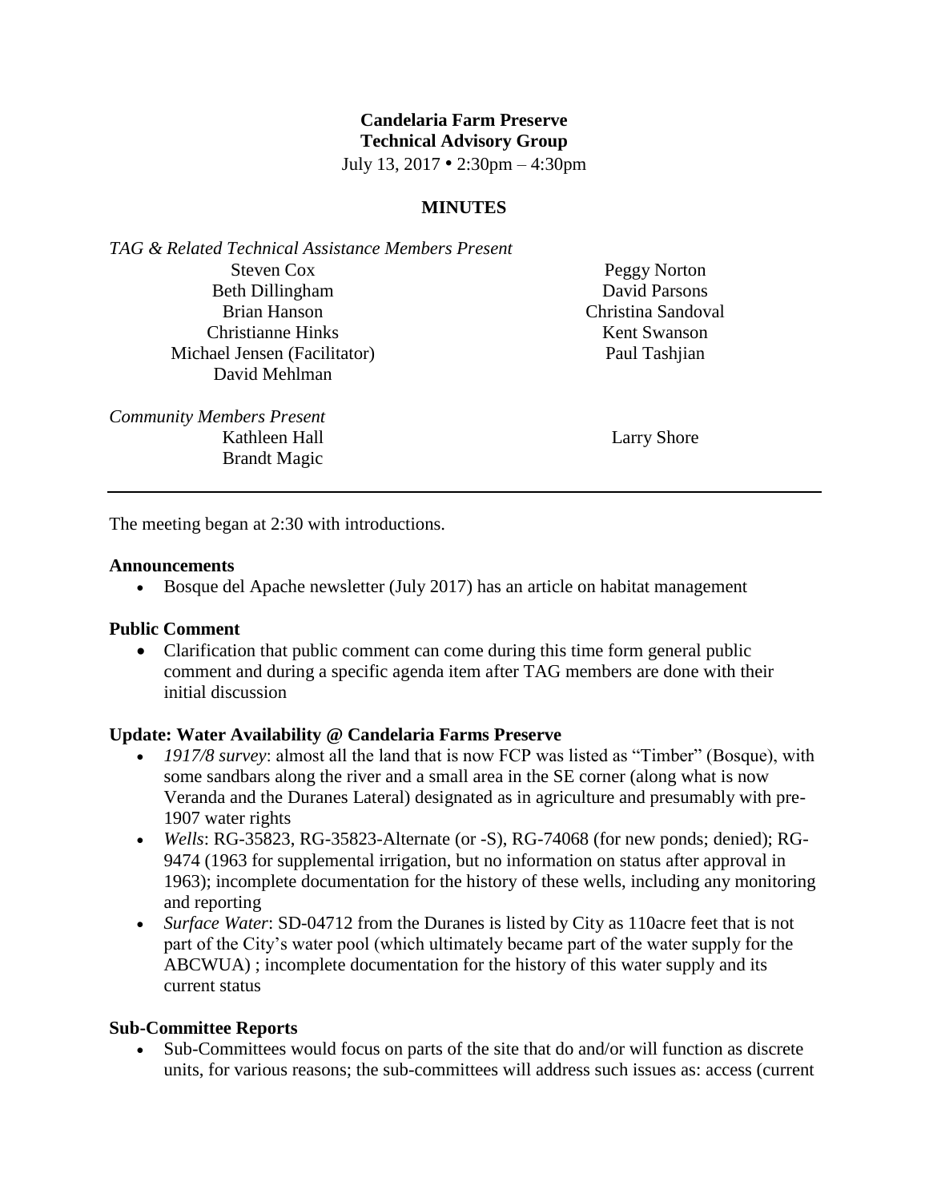**Candelaria Farm Preserve**
**Technical Advisory Group**
July 13, 2017 • 2:30pm – 4:30pm

**MINUTES**

*TAG & Related Technical Assistance Members Present*

Steven Cox
Beth Dillingham
Brian Hanson
Christianne Hinks
Michael Jensen (Facilitator)
David Mehlman
Peggy Norton
David Parsons
Christina Sandoval
Kent Swanson
Paul Tashjian

*Community Members Present*

Kathleen Hall
Brandt Magic
Larry Shore

---

The meeting began at 2:30 with introductions.

**Announcements**

- Bosque del Apache newsletter (July 2017) has an article on habitat management

**Public Comment**

- Clarification that public comment can come during this time form general public comment and during a specific agenda item after TAG members are done with their initial discussion

**Update: Water Availability @ Candelaria Farms Preserve**

- *1917/8 survey*: almost all the land that is now FCP was listed as "Timber" (Bosque), with some sandbars along the river and a small area in the SE corner (along what is now Veranda and the Duranes Lateral) designated as in agriculture and presumably with pre-1907 water rights
- *Wells*: RG-35823, RG-35823-Alternate (or -S), RG-74068 (for new ponds; denied); RG-9474 (1963 for supplemental irrigation, but no information on status after approval in 1963); incomplete documentation for the history of these wells, including any monitoring and reporting
- *Surface Water*: SD-04712 from the Duranes is listed by City as 110acre feet that is not part of the City's water pool (which ultimately became part of the water supply for the ABCWUA) ; incomplete documentation for the history of this water supply and its current status

**Sub-Committee Reports**

- Sub-Committees would focus on parts of the site that do and/or will function as discrete units, for various reasons; the sub-committees will address such issues as: access (current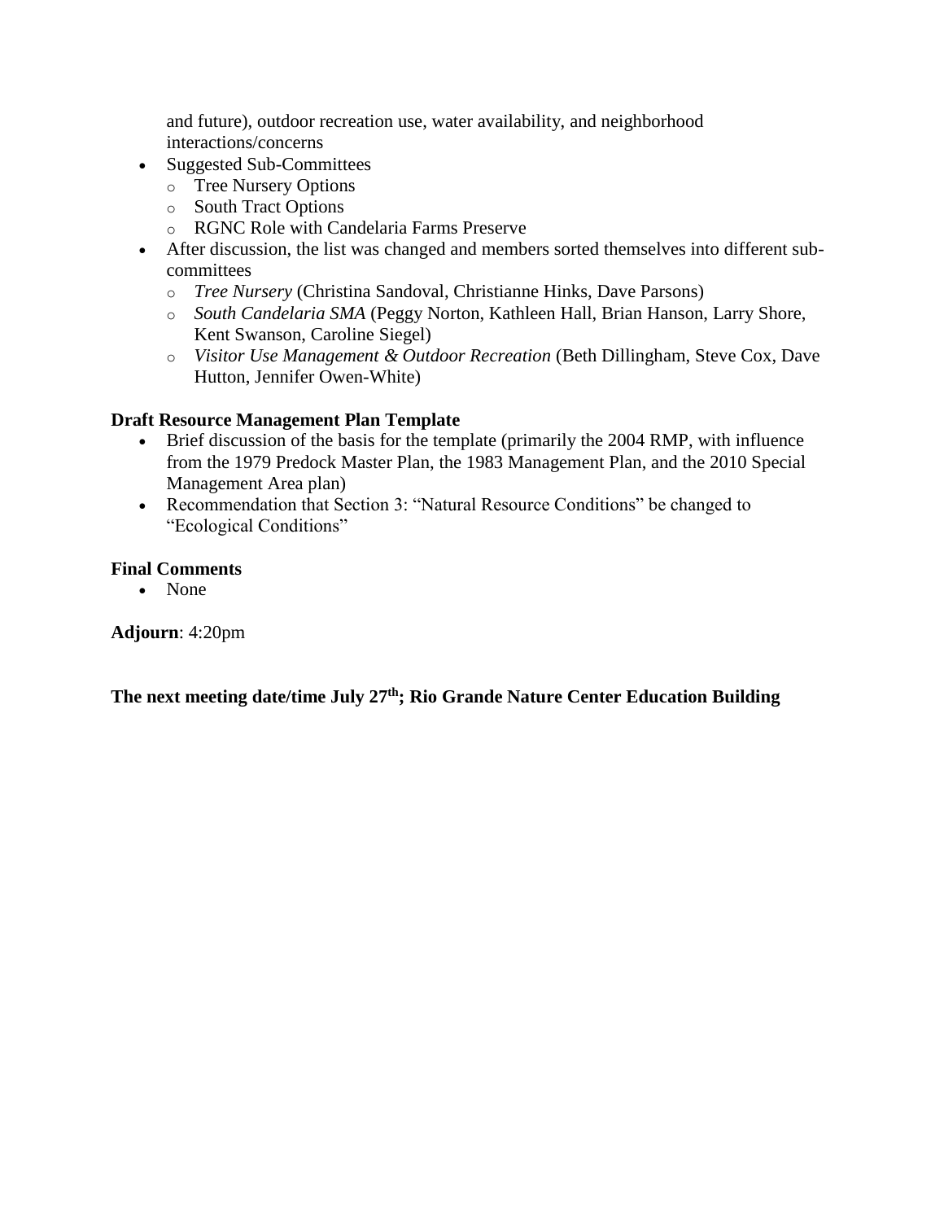and future), outdoor recreation use, water availability, and neighborhood interactions/concerns

- Suggested Sub-Committees
  - Tree Nursery Options
  - South Tract Options
  - RGNC Role with Candelaria Farms Preserve
- After discussion, the list was changed and members sorted themselves into different sub-committees
  - *Tree Nursery* (Christina Sandoval, Christianne Hinks, Dave Parsons)
  - *South Candelaria SMA* (Peggy Norton, Kathleen Hall, Brian Hanson, Larry Shore, Kent Swanson, Caroline Siegel)
  - *Visitor Use Management & Outdoor Recreation* (Beth Dillingham, Steve Cox, Dave Hutton, Jennifer Owen-White)

**Draft Resource Management Plan Template**

- Brief discussion of the basis for the template (primarily the 2004 RMP, with influence from the 1979 Predock Master Plan, the 1983 Management Plan, and the 2010 Special Management Area plan)
- Recommendation that Section 3: "Natural Resource Conditions" be changed to "Ecological Conditions"

**Final Comments**

- None

**Adjourn**: 4:20pm

**The next meeting date/time July 27th; Rio Grande Nature Center Education Building**